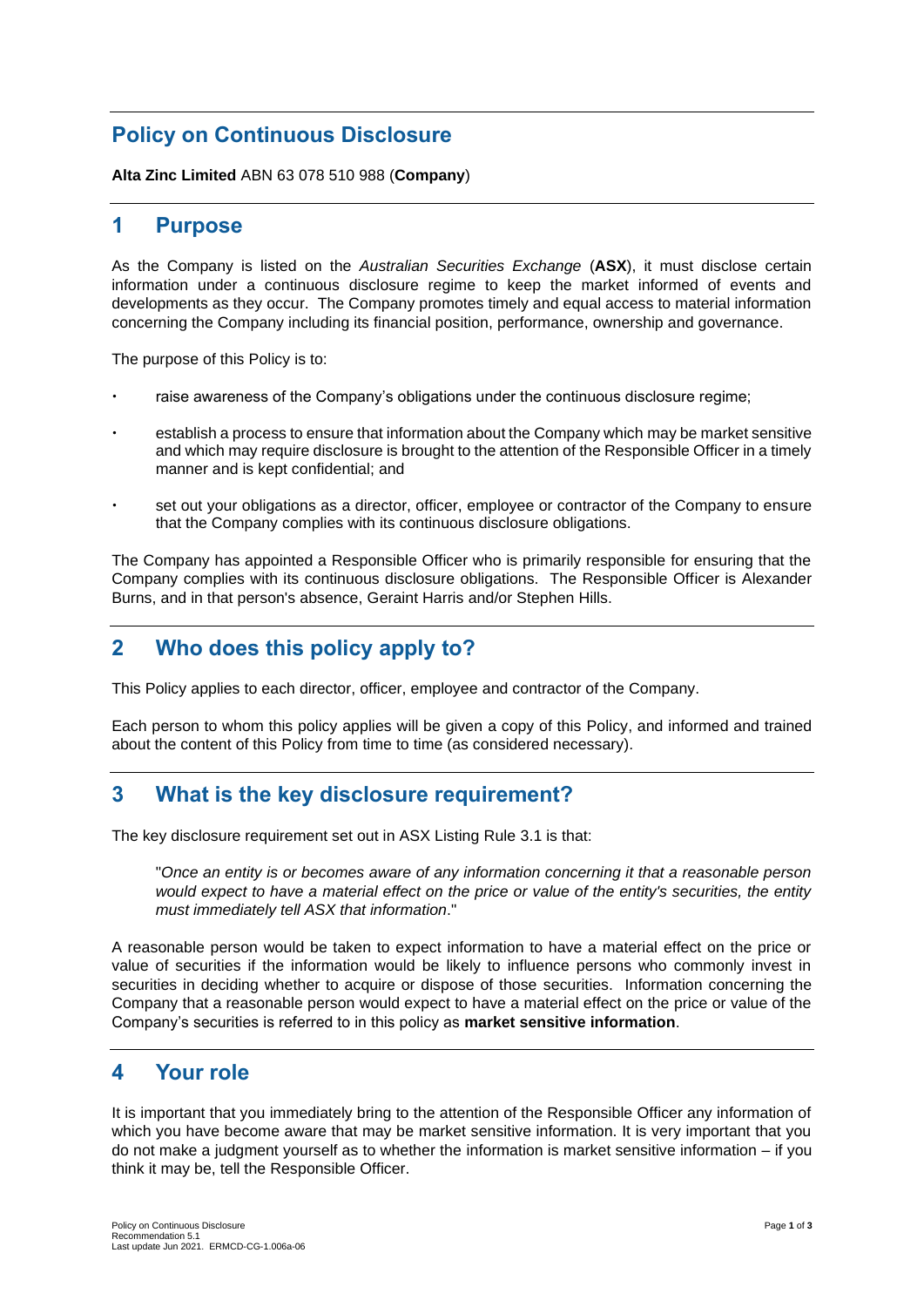# Policy on Continuous Disclosure

**Alta Zinc Limited** ABN 63 078 510 988 (**Company**)

## 1 Purpose

As the Company is listed on the *Australian Securities Exchange* (**ASX**), it must disclose certain information under a continuous disclosure regime to keep the market informed of events and developments as they occur. The Company promotes timely and equal access to material information concerning the Company including its financial position, performance, ownership and governance.

The purpose of this Policy is to:

- raise awareness of the Company's obligations under the continuous disclosure regime;
- establish a process to ensure that information about the Company which may be market sensitive and which may require disclosure is brought to the attention of the Responsible Officer in a timely manner and is kept confidential; and
- set out your obligations as a director, officer, employee or contractor of the Company to ensure that the Company complies with its continuous disclosure obligations.

The Company has appointed a Responsible Officer who is primarily responsible for ensuring that the Company complies with its continuous disclosure obligations. The Responsible Officer is Alexander Burns, and in that person's absence, Geraint Harris and/or Stephen Hills.

## 2 Who does this policy apply to?

This Policy applies to each director, officer, employee and contractor of the Company.

Each person to whom this policy applies will be given a copy of this Policy, and informed and trained about the content of this Policy from time to time (as considered necessary).

## 3 What is the key disclosure requirement?

The key disclosure requirement set out in ASX Listing Rule 3.1 is that:

> "*Once an entity is or becomes aware of any information concerning it that a reasonable person would expect to have a material effect on the price or value of the entity's securities, the entity must immediately tell ASX that information*."

A reasonable person would be taken to expect information to have a material effect on the price or value of securities if the information would be likely to influence persons who commonly invest in securities in deciding whether to acquire or dispose of those securities. Information concerning the Company that a reasonable person would expect to have a material effect on the price or value of the Company's securities is referred to in this policy as **market sensitive information**.

## 4 Your role

It is important that you immediately bring to the attention of the Responsible Officer any information of which you have become aware that may be market sensitive information. It is very important that you do not make a judgment yourself as to whether the information is market sensitive information – if you think it may be, tell the Responsible Officer.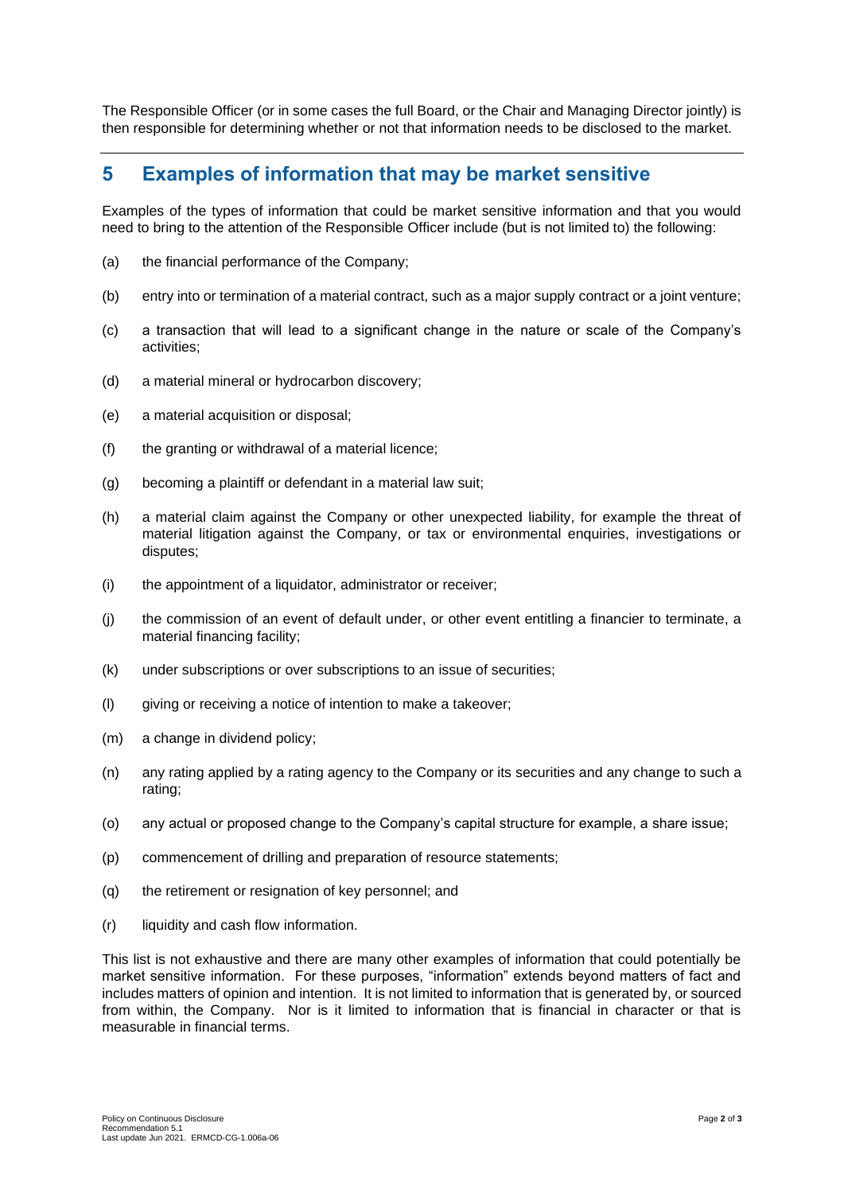The Responsible Officer (or in some cases the full Board, or the Chair and Managing Director jointly) is then responsible for determining whether or not that information needs to be disclosed to the market.

## 5 Examples of information that may be market sensitive

Examples of the types of information that could be market sensitive information and that you would need to bring to the attention of the Responsible Officer include (but is not limited to) the following:

(a) the financial performance of the Company;

(b) entry into or termination of a material contract, such as a major supply contract or a joint venture;

(c) a transaction that will lead to a significant change in the nature or scale of the Company's activities;

(d) a material mineral or hydrocarbon discovery;

(e) a material acquisition or disposal;

(f) the granting or withdrawal of a material licence;

(g) becoming a plaintiff or defendant in a material law suit;

(h) a material claim against the Company or other unexpected liability, for example the threat of material litigation against the Company, or tax or environmental enquiries, investigations or disputes;

(i) the appointment of a liquidator, administrator or receiver;

(j) the commission of an event of default under, or other event entitling a financier to terminate, a material financing facility;

(k) under subscriptions or over subscriptions to an issue of securities;

(l) giving or receiving a notice of intention to make a takeover;

(m) a change in dividend policy;

(n) any rating applied by a rating agency to the Company or its securities and any change to such a rating;

(o) any actual or proposed change to the Company's capital structure for example, a share issue;

(p) commencement of drilling and preparation of resource statements;

(q) the retirement or resignation of key personnel; and

(r) liquidity and cash flow information.

This list is not exhaustive and there are many other examples of information that could potentially be market sensitive information. For these purposes, "information" extends beyond matters of fact and includes matters of opinion and intention. It is not limited to information that is generated by, or sourced from within, the Company. Nor is it limited to information that is financial in character or that is measurable in financial terms.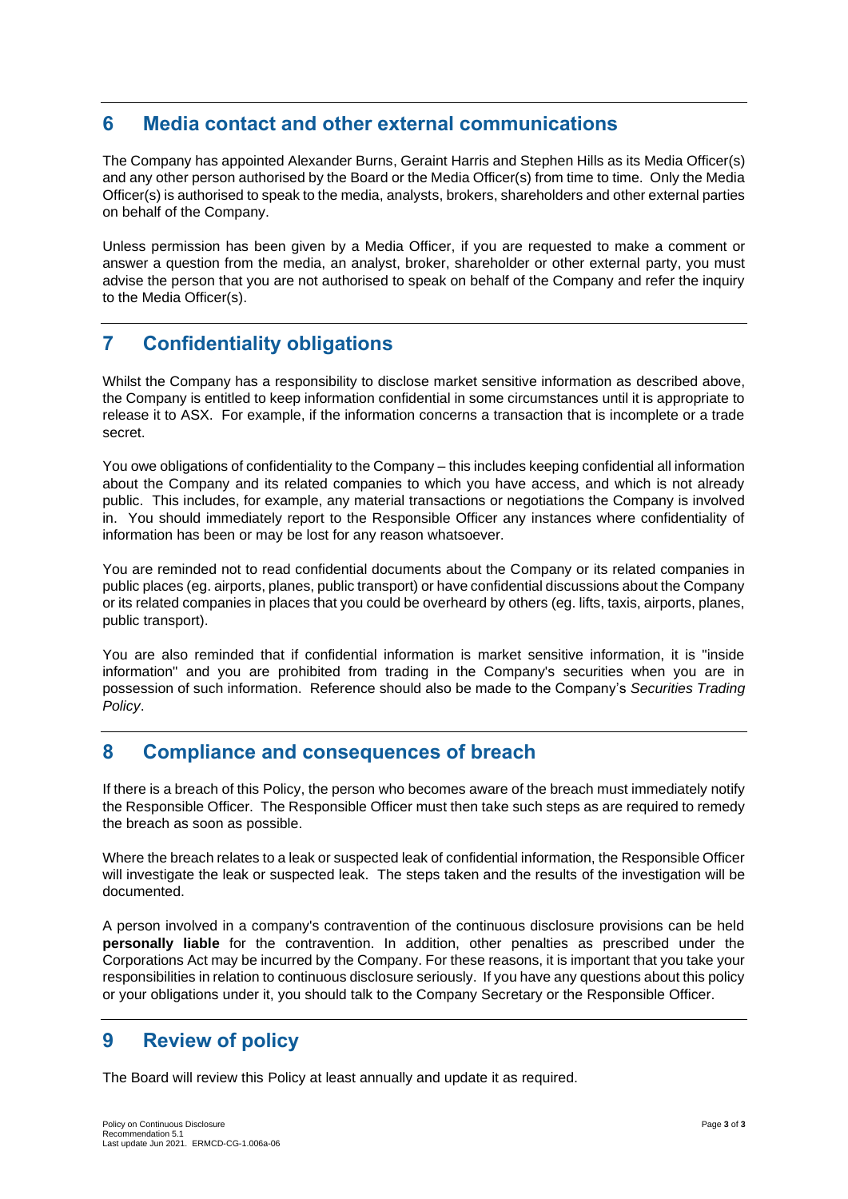## 6 Media contact and other external communications

The Company has appointed Alexander Burns, Geraint Harris and Stephen Hills as its Media Officer(s) and any other person authorised by the Board or the Media Officer(s) from time to time. Only the Media Officer(s) is authorised to speak to the media, analysts, brokers, shareholders and other external parties on behalf of the Company.

Unless permission has been given by a Media Officer, if you are requested to make a comment or answer a question from the media, an analyst, broker, shareholder or other external party, you must advise the person that you are not authorised to speak on behalf of the Company and refer the inquiry to the Media Officer(s).

## 7 Confidentiality obligations

Whilst the Company has a responsibility to disclose market sensitive information as described above, the Company is entitled to keep information confidential in some circumstances until it is appropriate to release it to ASX. For example, if the information concerns a transaction that is incomplete or a trade secret.

You owe obligations of confidentiality to the Company – this includes keeping confidential all information about the Company and its related companies to which you have access, and which is not already public. This includes, for example, any material transactions or negotiations the Company is involved in. You should immediately report to the Responsible Officer any instances where confidentiality of information has been or may be lost for any reason whatsoever.

You are reminded not to read confidential documents about the Company or its related companies in public places (eg. airports, planes, public transport) or have confidential discussions about the Company or its related companies in places that you could be overheard by others (eg. lifts, taxis, airports, planes, public transport).

You are also reminded that if confidential information is market sensitive information, it is "inside information" and you are prohibited from trading in the Company's securities when you are in possession of such information. Reference should also be made to the Company's *Securities Trading Policy*.

## 8 Compliance and consequences of breach

If there is a breach of this Policy, the person who becomes aware of the breach must immediately notify the Responsible Officer. The Responsible Officer must then take such steps as are required to remedy the breach as soon as possible.

Where the breach relates to a leak or suspected leak of confidential information, the Responsible Officer will investigate the leak or suspected leak. The steps taken and the results of the investigation will be documented.

A person involved in a company's contravention of the continuous disclosure provisions can be held **personally liable** for the contravention. In addition, other penalties as prescribed under the Corporations Act may be incurred by the Company. For these reasons, it is important that you take your responsibilities in relation to continuous disclosure seriously. If you have any questions about this policy or your obligations under it, you should talk to the Company Secretary or the Responsible Officer.

## 9 Review of policy

The Board will review this Policy at least annually and update it as required.

Policy on Continuous Disclosure
Recommendation 5.1
Last update Jun 2021. ERMCD-CG-1.006a-06